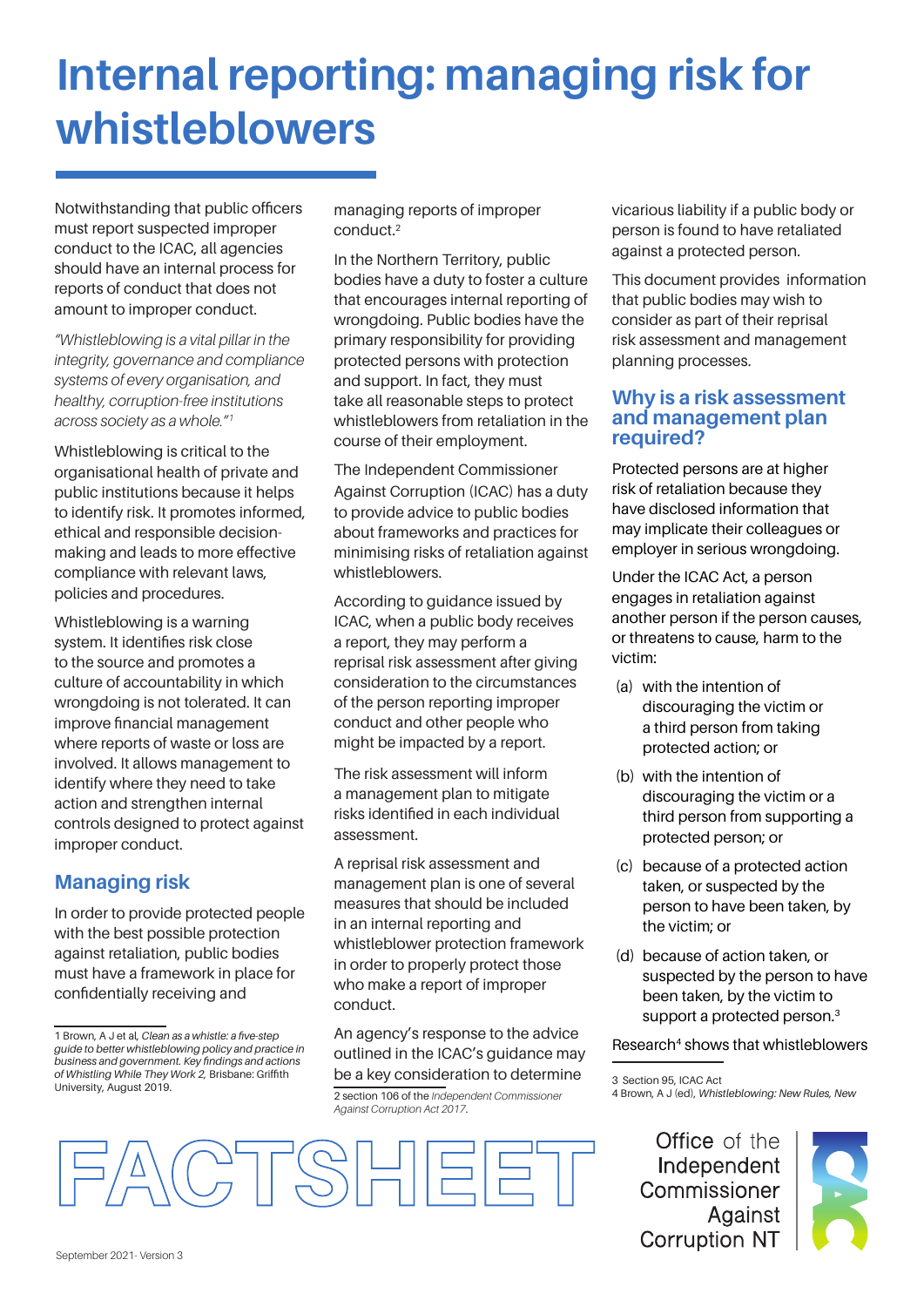# Internal reporting: managing risk for whistleblowers

Notwithstanding that public officers must report suspected improper conduct to the ICAC, all agencies should have an internal process for reports of conduct that does not amount to improper conduct.

*"Whistleblowing is a vital pillar in the integrity, governance and compliance systems of every organisation, and healthy, corruption-free institutions across society as a whole."*[1]

Whistleblowing is critical to the organisational health of private and public institutions because it helps to identify risk. It promotes informed, ethical and responsible decision-making and leads to more effective compliance with relevant laws, policies and procedures.

Whistleblowing is a warning system. It identifies risk close to the source and promotes a culture of accountability in which wrongdoing is not tolerated. It can improve financial management where reports of waste or loss are involved. It allows management to identify where they need to take action and strengthen internal controls designed to protect against improper conduct.

## Managing risk

In order to provide protected people with the best possible protection against retaliation, public bodies must have a framework in place for confidentially receiving and managing reports of improper conduct.[2]

In the Northern Territory, public bodies have a duty to foster a culture that encourages internal reporting of wrongdoing. Public bodies have the primary responsibility for providing protected persons with protection and support. In fact, they must take all reasonable steps to protect whistleblowers from retaliation in the course of their employment.

The Independent Commissioner Against Corruption (ICAC) has a duty to provide advice to public bodies about frameworks and practices for minimising risks of retaliation against whistleblowers.

According to guidance issued by ICAC, when a public body receives a report, they may perform a reprisal risk assessment after giving consideration to the circumstances of the person reporting improper conduct and other people who might be impacted by a report.

The risk assessment will inform a management plan to mitigate risks identified in each individual assessment.

A reprisal risk assessment and management plan is one of several measures that should be included in an internal reporting and whistleblower protection framework in order to properly protect those who make a report of improper conduct.

An agency's response to the advice outlined in the ICAC's guidance may be a key consideration to determine vicarious liability if a public body or person is found to have retaliated against a protected person.

This document provides information that public bodies may wish to consider as part of their reprisal risk assessment and management planning processes.

## Why is a risk assessment and management plan required?

Protected persons are at higher risk of retaliation because they have disclosed information that may implicate their colleagues or employer in serious wrongdoing.

Under the ICAC Act, a person engages in retaliation against another person if the person causes, or threatens to cause, harm to the victim:

(a) with the intention of discouraging the victim or a third person from taking protected action; or

(b) with the intention of discouraging the victim or a third person from supporting a protected person; or

(c) because of a protected action taken, or suspected by the person to have been taken, by the victim; or

(d) because of action taken, or suspected by the person to have been taken, by the victim to support a protected person.[3]

Research[4] shows that whistleblowers

---

1 Brown, A J et al, *Clean as a whistle: a five-step guide to better whistleblowing policy and practice in business and government. Key findings and actions of Whistling While They Work 2*, Brisbane: Griffith University, August 2019.

2 section 106 of the *Independent Commissioner Against Corruption Act 2017*.

3 Section 95, ICAC Act

4 Brown, A J (ed), *Whistleblowing: New Rules, New*

FACTSHEET

Office of the Independent Commissioner Against Corruption NT

September 2021- Version 3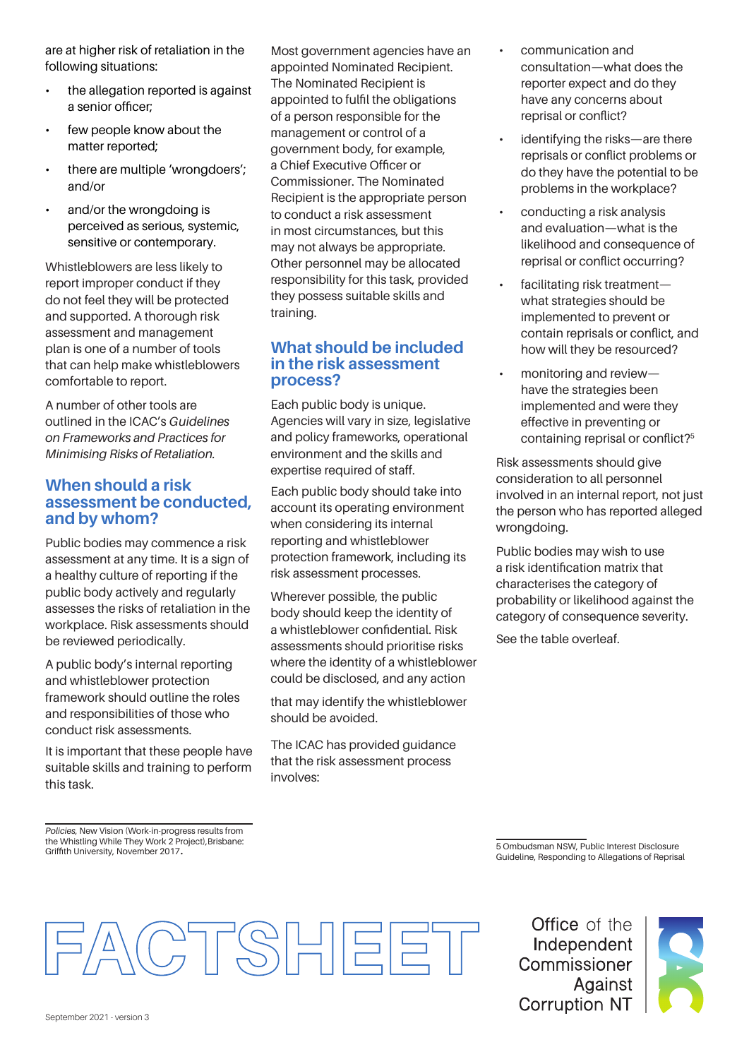are at higher risk of retaliation in the following situations:

- the allegation reported is against a senior officer;
- few people know about the matter reported;
- there are multiple 'wrongdoers'; and/or
- and/or the wrongdoing is perceived as serious, systemic, sensitive or contemporary.

Whistleblowers are less likely to report improper conduct if they do not feel they will be protected and supported. A thorough risk assessment and management plan is one of a number of tools that can help make whistleblowers comfortable to report.

A number of other tools are outlined in the ICAC's *Guidelines on Frameworks and Practices for Minimising Risks of Retaliation.*

## When should a risk assessment be conducted, and by whom?

Public bodies may commence a risk assessment at any time. It is a sign of a healthy culture of reporting if the public body actively and regularly assesses the risks of retaliation in the workplace. Risk assessments should be reviewed periodically.

A public body's internal reporting and whistleblower protection framework should outline the roles and responsibilities of those who conduct risk assessments.

It is important that these people have suitable skills and training to perform this task.

Most government agencies have an appointed Nominated Recipient. The Nominated Recipient is appointed to fulfil the obligations of a person responsible for the management or control of a government body, for example, a Chief Executive Officer or Commissioner. The Nominated Recipient is the appropriate person to conduct a risk assessment in most circumstances, but this may not always be appropriate. Other personnel may be allocated responsibility for this task, provided they possess suitable skills and training.

## What should be included in the risk assessment process?

Each public body is unique. Agencies will vary in size, legislative and policy frameworks, operational environment and the skills and expertise required of staff.

Each public body should take into account its operating environment when considering its internal reporting and whistleblower protection framework, including its risk assessment processes.

Wherever possible, the public body should keep the identity of a whistleblower confidential. Risk assessments should prioritise risks where the identity of a whistleblower could be disclosed, and any action

that may identify the whistleblower should be avoided.

The ICAC has provided guidance that the risk assessment process involves:

- communication and consultation—what does the reporter expect and do they have any concerns about reprisal or conflict?
- identifying the risks—are there reprisals or conflict problems or do they have the potential to be problems in the workplace?
- conducting a risk analysis and evaluation—what is the likelihood and consequence of reprisal or conflict occurring?
- facilitating risk treatment—what strategies should be implemented to prevent or contain reprisals or conflict, and how will they be resourced?
- monitoring and review—have the strategies been implemented and were they effective in preventing or containing reprisal or conflict?[5]

Risk assessments should give consideration to all personnel involved in an internal report, not just the person who has reported alleged wrongdoing.

Public bodies may wish to use a risk identification matrix that characterises the category of probability or likelihood against the category of consequence severity.

See the table overleaf.

---

*Policies*, New Vision (Work-in-progress results from the Whistling While They Work 2 Project), Brisbane: Griffith University, November 2017.

5 Ombudsman NSW, Public Interest Disclosure Guideline, Responding to Allegations of Reprisal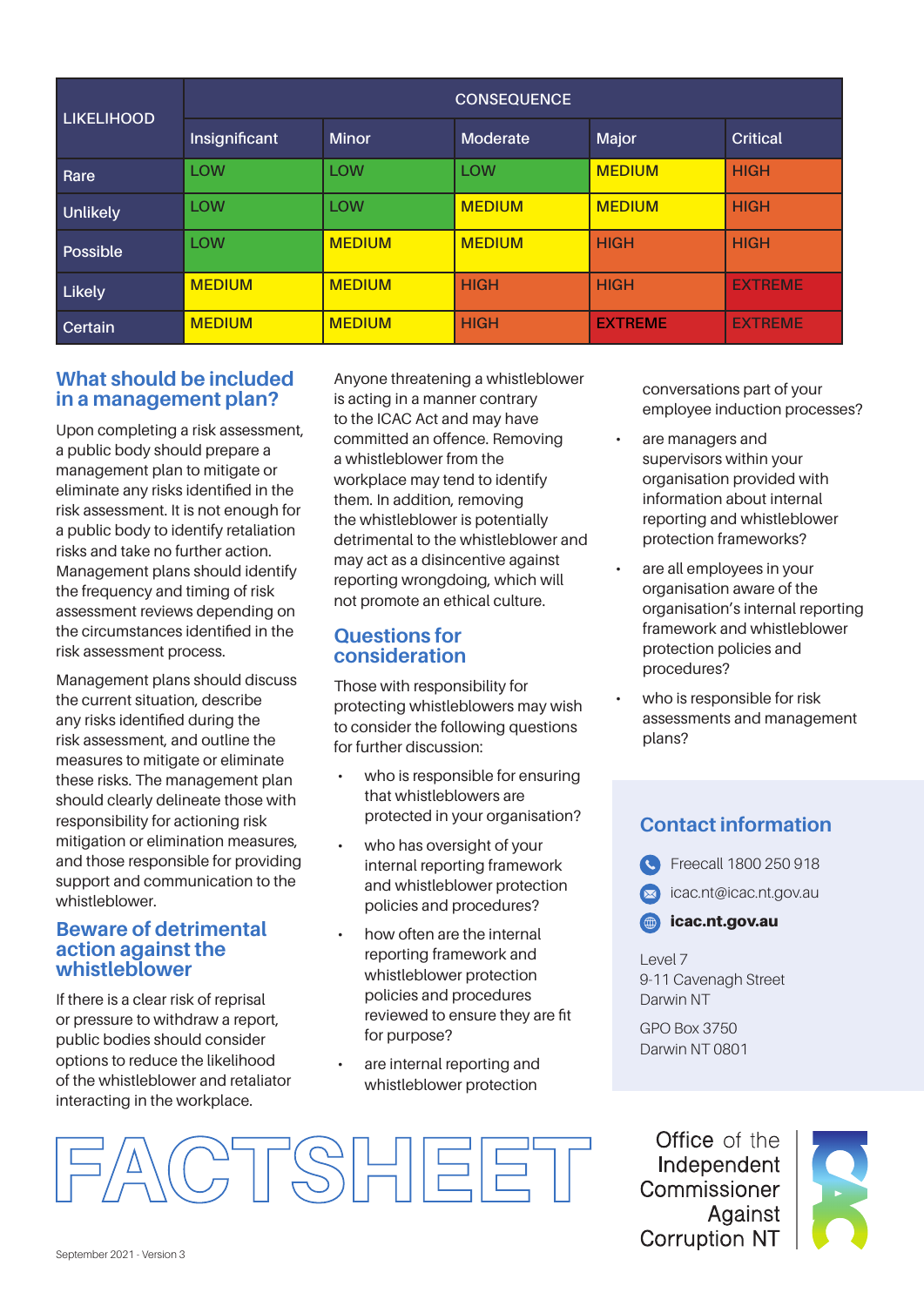| LIKELIHOOD | CONSEQUENCE | | | | |
|---|---|---|---|---|---|
| | Insignificant | Minor | Moderate | Major | Critical |
| Rare | LOW | LOW | LOW | MEDIUM | HIGH |
| Unlikely | LOW | LOW | MEDIUM | MEDIUM | HIGH |
| Possible | LOW | MEDIUM | MEDIUM | HIGH | HIGH |
| Likely | MEDIUM | MEDIUM | HIGH | HIGH | EXTREME |
| Certain | MEDIUM | MEDIUM | HIGH | EXTREME | EXTREME |

## What should be included in a management plan?

Upon completing a risk assessment, a public body should prepare a management plan to mitigate or eliminate any risks identified in the risk assessment. It is not enough for a public body to identify retaliation risks and take no further action. Management plans should identify the frequency and timing of risk assessment reviews depending on the circumstances identified in the risk assessment process.

Management plans should discuss the current situation, describe any risks identified during the risk assessment, and outline the measures to mitigate or eliminate these risks. The management plan should clearly delineate those with responsibility for actioning risk mitigation or elimination measures, and those responsible for providing support and communication to the whistleblower.

## Beware of detrimental action against the whistleblower

If there is a clear risk of reprisal or pressure to withdraw a report, public bodies should consider options to reduce the likelihood of the whistleblower and retaliator interacting in the workplace.

Anyone threatening a whistleblower is acting in a manner contrary to the ICAC Act and may have committed an offence. Removing a whistleblower from the workplace may tend to identify them. In addition, removing the whistleblower is potentially detrimental to the whistleblower and may act as a disincentive against reporting wrongdoing, which will not promote an ethical culture.

## Questions for consideration

Those with responsibility for protecting whistleblowers may wish to consider the following questions for further discussion:

- who is responsible for ensuring that whistleblowers are protected in your organisation?
- who has oversight of your internal reporting framework and whistleblower protection policies and procedures?
- how often are the internal reporting framework and whistleblower protection policies and procedures reviewed to ensure they are fit for purpose?
- are internal reporting and whistleblower protection conversations part of your employee induction processes?
- are managers and supervisors within your organisation provided with information about internal reporting and whistleblower protection frameworks?
- are all employees in your organisation aware of the organisation's internal reporting framework and whistleblower protection policies and procedures?
- who is responsible for risk assessments and management plans?

## Contact information

Freecall 1800 250 918

icac.nt@icac.nt.gov.au

**icac.nt.gov.au**

Level 7
9-11 Cavenagh Street
Darwin NT

GPO Box 3750
Darwin NT 0801

FACTSHEET

Office of the Independent Commissioner Against Corruption NT

September 2021 - Version 3